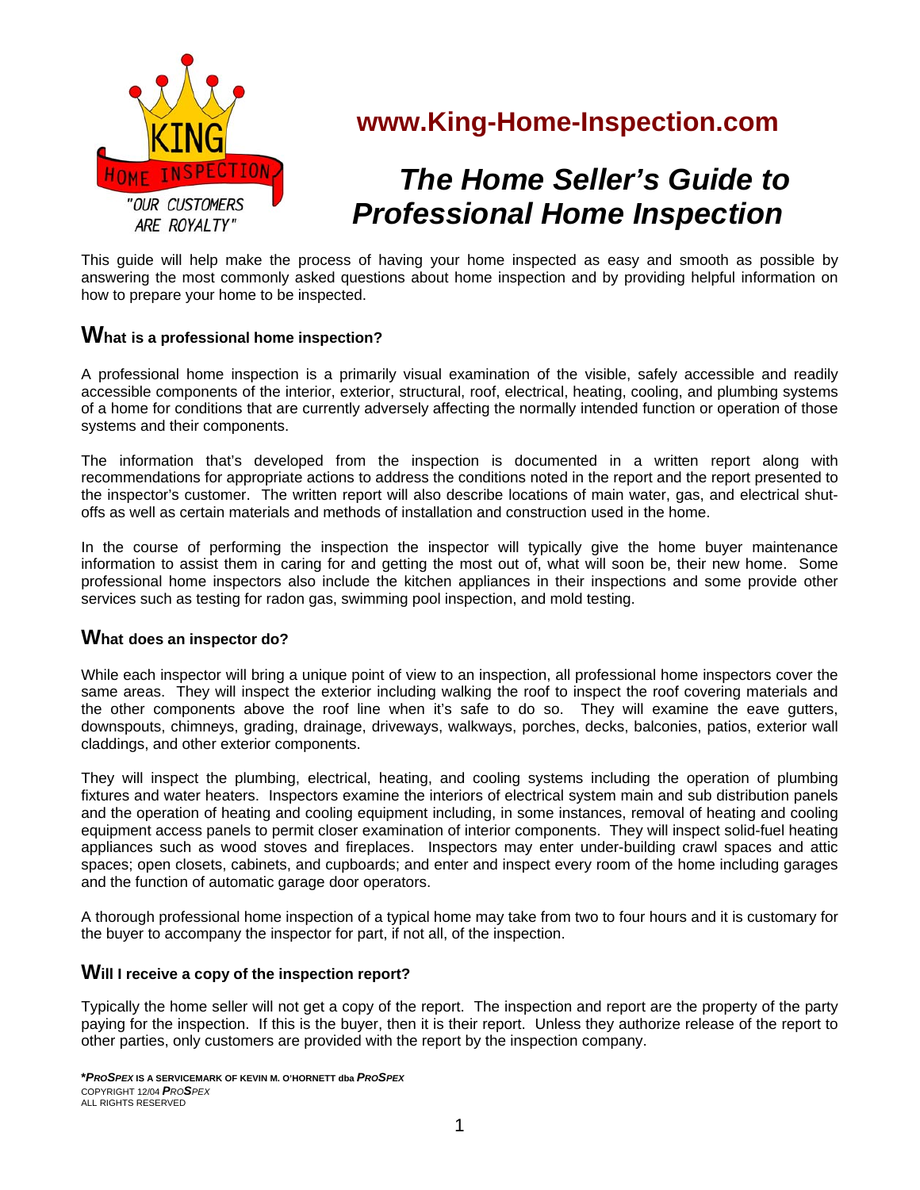KING HOME INSPECTION "OUR CUSTOMERS ARE ROYALTY"

**www.King-Home-Inspection.com**

# *The Home Seller's Guide to Professional Home Inspection*

This guide will help make the process of having your home inspected as easy and smooth as possible by answering the most commonly asked questions about home inspection and by providing helpful information on how to prepare your home to be inspected.

## What is a professional home inspection?

A professional home inspection is a primarily visual examination of the visible, safely accessible and readily accessible components of the interior, exterior, structural, roof, electrical, heating, cooling, and plumbing systems of a home for conditions that are currently adversely affecting the normally intended function or operation of those systems and their components.

The information that's developed from the inspection is documented in a written report along with recommendations for appropriate actions to address the conditions noted in the report and the report presented to the inspector's customer. The written report will also describe locations of main water, gas, and electrical shut-offs as well as certain materials and methods of installation and construction used in the home.

In the course of performing the inspection the inspector will typically give the home buyer maintenance information to assist them in caring for and getting the most out of, what will soon be, their new home. Some professional home inspectors also include the kitchen appliances in their inspections and some provide other services such as testing for radon gas, swimming pool inspection, and mold testing.

## What does an inspector do?

While each inspector will bring a unique point of view to an inspection, all professional home inspectors cover the same areas. They will inspect the exterior including walking the roof to inspect the roof covering materials and the other components above the roof line when it's safe to do so. They will examine the eave gutters, downspouts, chimneys, grading, drainage, driveways, walkways, porches, decks, balconies, patios, exterior wall claddings, and other exterior components.

They will inspect the plumbing, electrical, heating, and cooling systems including the operation of plumbing fixtures and water heaters. Inspectors examine the interiors of electrical system main and sub distribution panels and the operation of heating and cooling equipment including, in some instances, removal of heating and cooling equipment access panels to permit closer examination of interior components. They will inspect solid-fuel heating appliances such as wood stoves and fireplaces. Inspectors may enter under-building crawl spaces and attic spaces; open closets, cabinets, and cupboards; and enter and inspect every room of the home including garages and the function of automatic garage door operators.

A thorough professional home inspection of a typical home may take from two to four hours and it is customary for the buyer to accompany the inspector for part, if not all, of the inspection.

## Will I receive a copy of the inspection report?

Typically the home seller will not get a copy of the report. The inspection and report are the property of the party paying for the inspection. If this is the buyer, then it is their report. Unless they authorize release of the report to other parties, only customers are provided with the report by the inspection company.

**\**PROSPEX* IS A SERVICEMARK OF KEVIN M. O'HORNETT dba *PROSPEX***
COPYRIGHT 12/04 ***PROSPEX***
ALL RIGHTS RESERVED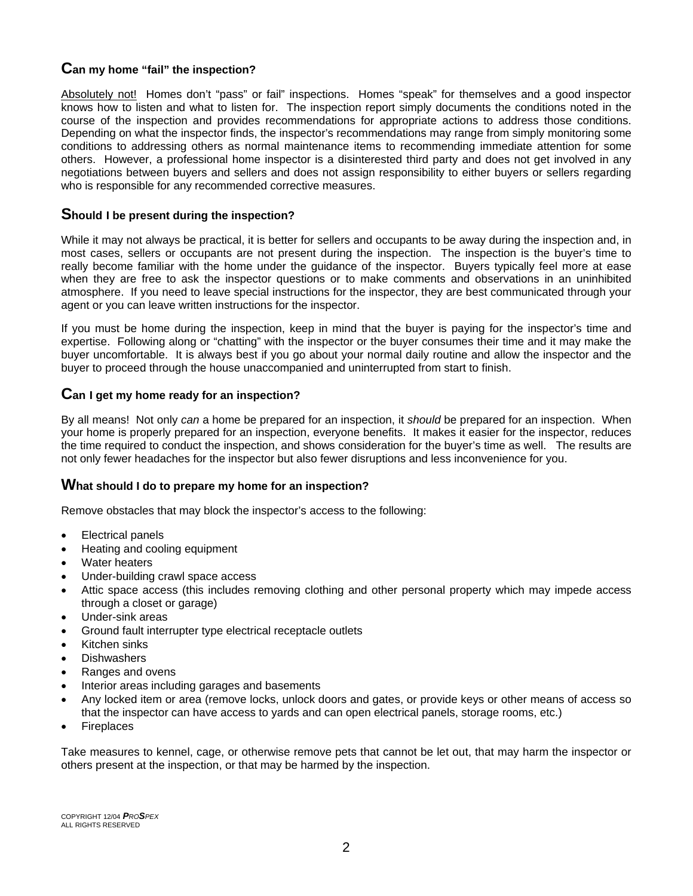## Can my home "fail" the inspection?

Absolutely not! Homes don't "pass" or fail" inspections. Homes "speak" for themselves and a good inspector knows how to listen and what to listen for. The inspection report simply documents the conditions noted in the course of the inspection and provides recommendations for appropriate actions to address those conditions. Depending on what the inspector finds, the inspector's recommendations may range from simply monitoring some conditions to addressing others as normal maintenance items to recommending immediate attention for some others. However, a professional home inspector is a disinterested third party and does not get involved in any negotiations between buyers and sellers and does not assign responsibility to either buyers or sellers regarding who is responsible for any recommended corrective measures.

## Should I be present during the inspection?

While it may not always be practical, it is better for sellers and occupants to be away during the inspection and, in most cases, sellers or occupants are not present during the inspection. The inspection is the buyer's time to really become familiar with the home under the guidance of the inspector. Buyers typically feel more at ease when they are free to ask the inspector questions or to make comments and observations in an uninhibited atmosphere. If you need to leave special instructions for the inspector, they are best communicated through your agent or you can leave written instructions for the inspector.

If you must be home during the inspection, keep in mind that the buyer is paying for the inspector's time and expertise. Following along or "chatting" with the inspector or the buyer consumes their time and it may make the buyer uncomfortable. It is always best if you go about your normal daily routine and allow the inspector and the buyer to proceed through the house unaccompanied and uninterrupted from start to finish.

## Can I get my home ready for an inspection?

By all means! Not only *can* a home be prepared for an inspection, it *should* be prepared for an inspection. When your home is properly prepared for an inspection, everyone benefits. It makes it easier for the inspector, reduces the time required to conduct the inspection, and shows consideration for the buyer's time as well. The results are not only fewer headaches for the inspector but also fewer disruptions and less inconvenience for you.

## What should I do to prepare my home for an inspection?

Remove obstacles that may block the inspector's access to the following:

- Electrical panels
- Heating and cooling equipment
- Water heaters
- Under-building crawl space access
- Attic space access (this includes removing clothing and other personal property which may impede access through a closet or garage)
- Under-sink areas
- Ground fault interrupter type electrical receptacle outlets
- Kitchen sinks
- Dishwashers
- Ranges and ovens
- Interior areas including garages and basements
- Any locked item or area (remove locks, unlock doors and gates, or provide keys or other means of access so that the inspector can have access to yards and can open electrical panels, storage rooms, etc.)
- Fireplaces

Take measures to kennel, cage, or otherwise remove pets that cannot be let out, that may harm the inspector or others present at the inspection, or that may be harmed by the inspection.

COPYRIGHT 12/04 ***PROSPEX***
ALL RIGHTS RESERVED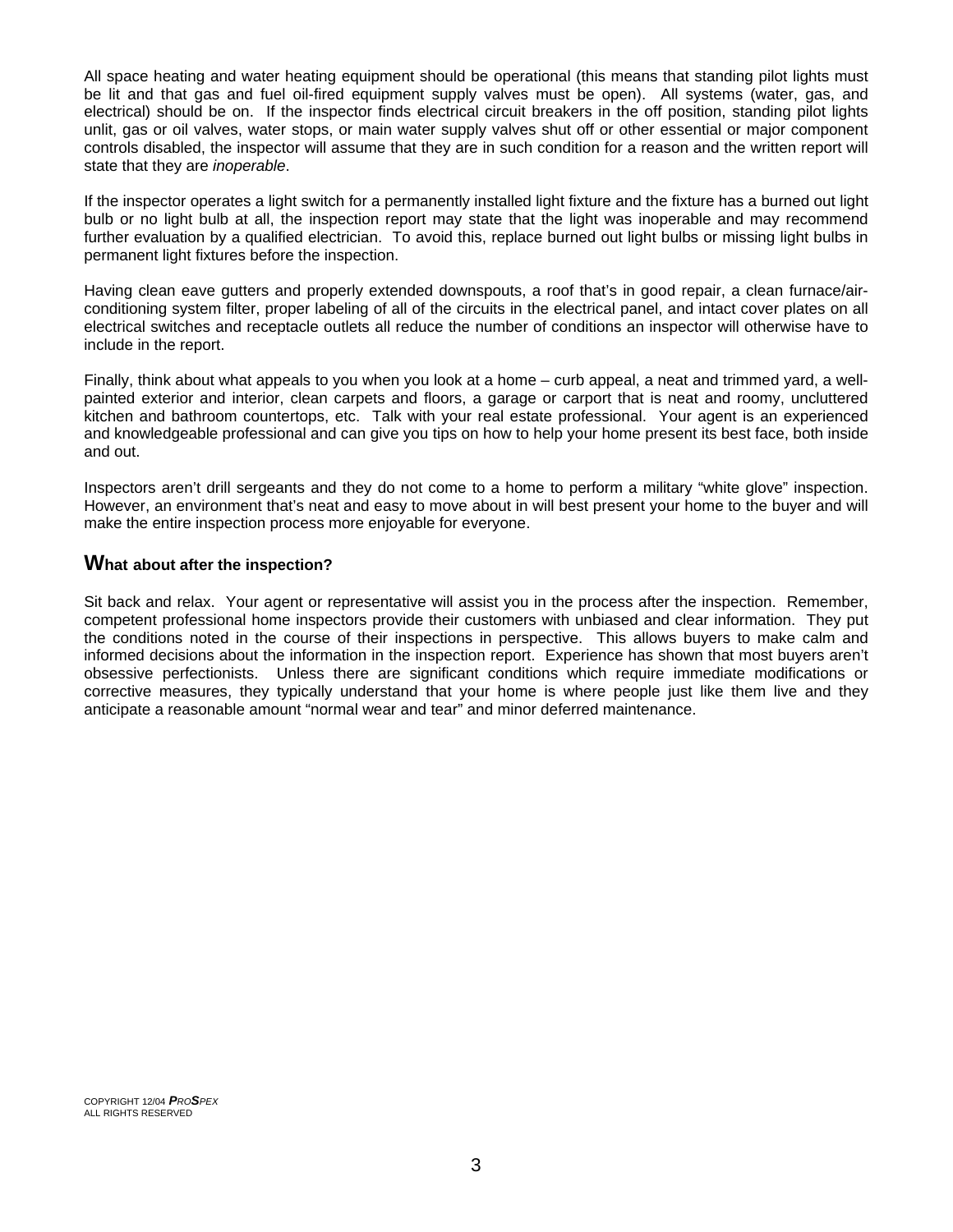All space heating and water heating equipment should be operational (this means that standing pilot lights must be lit and that gas and fuel oil-fired equipment supply valves must be open). All systems (water, gas, and electrical) should be on. If the inspector finds electrical circuit breakers in the off position, standing pilot lights unlit, gas or oil valves, water stops, or main water supply valves shut off or other essential or major component controls disabled, the inspector will assume that they are in such condition for a reason and the written report will state that they are *inoperable*.

If the inspector operates a light switch for a permanently installed light fixture and the fixture has a burned out light bulb or no light bulb at all, the inspection report may state that the light was inoperable and may recommend further evaluation by a qualified electrician. To avoid this, replace burned out light bulbs or missing light bulbs in permanent light fixtures before the inspection.

Having clean eave gutters and properly extended downspouts, a roof that's in good repair, a clean furnace/air-conditioning system filter, proper labeling of all of the circuits in the electrical panel, and intact cover plates on all electrical switches and receptacle outlets all reduce the number of conditions an inspector will otherwise have to include in the report.

Finally, think about what appeals to you when you look at a home – curb appeal, a neat and trimmed yard, a well-painted exterior and interior, clean carpets and floors, a garage or carport that is neat and roomy, uncluttered kitchen and bathroom countertops, etc. Talk with your real estate professional. Your agent is an experienced and knowledgeable professional and can give you tips on how to help your home present its best face, both inside and out.

Inspectors aren't drill sergeants and they do not come to a home to perform a military "white glove" inspection. However, an environment that's neat and easy to move about in will best present your home to the buyer and will make the entire inspection process more enjoyable for everyone.

## What about after the inspection?

Sit back and relax. Your agent or representative will assist you in the process after the inspection. Remember, competent professional home inspectors provide their customers with unbiased and clear information. They put the conditions noted in the course of their inspections in perspective. This allows buyers to make calm and informed decisions about the information in the inspection report. Experience has shown that most buyers aren't obsessive perfectionists. Unless there are significant conditions which require immediate modifications or corrective measures, they typically understand that your home is where people just like them live and they anticipate a reasonable amount "normal wear and tear" and minor deferred maintenance.

COPYRIGHT 12/04 ***ProSpex***
ALL RIGHTS RESERVED